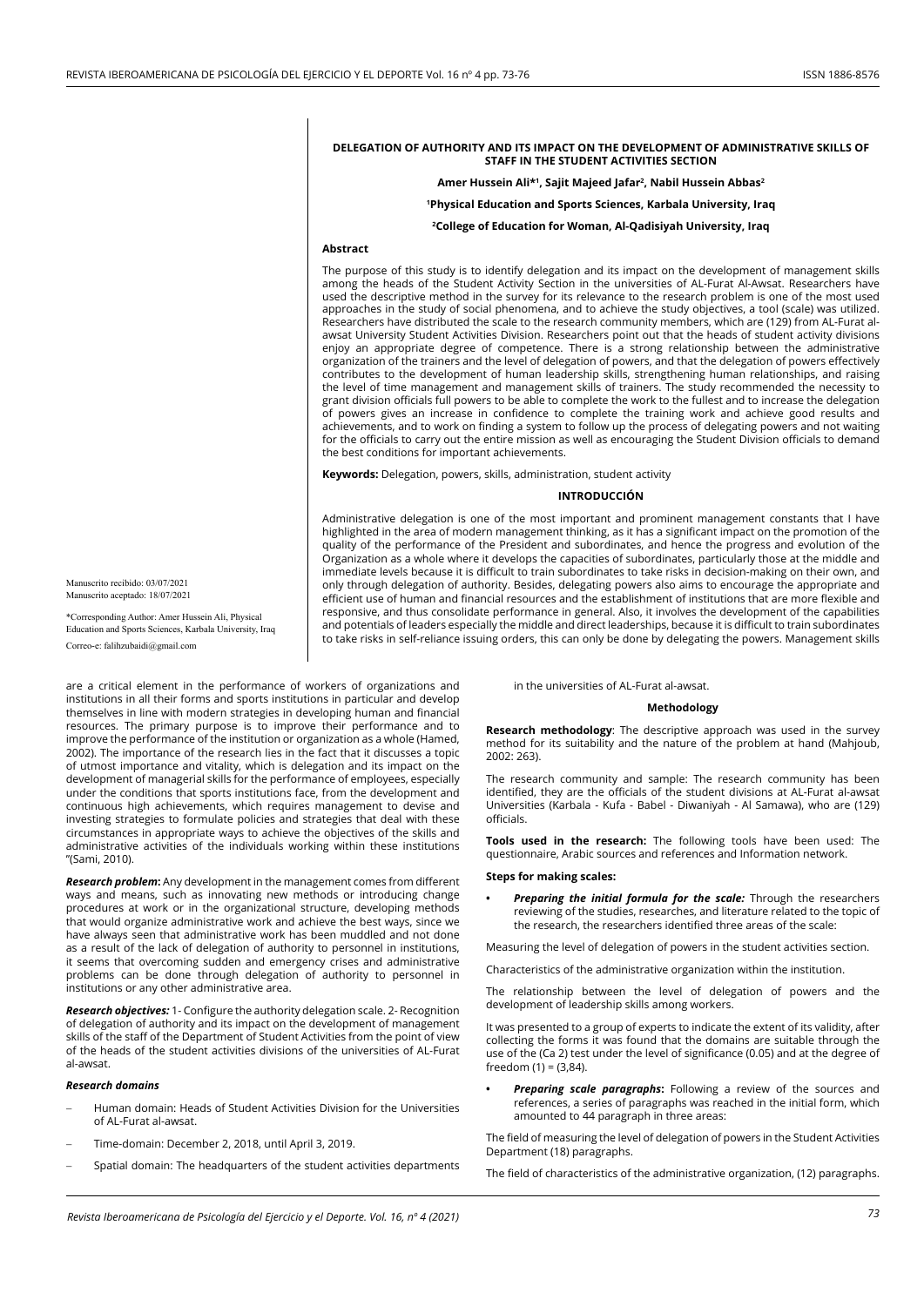# DELEGATION OF AUTHORITY AND ITS IMPACT ON THE DEVELOPMENT OF ADMINISTRATIVE SKILLS OF STAFF IN THE STUDENT ACTIVITIES SECTION

**Amer Hussein Ali*[1], Sajit Majeed Jafar[2], Nabil Hussein Abbas[2]**

[1]**Physical Education and Sports Sciences, Karbala University, Iraq**

[2]**College of Education for Woman, Al-Qadisiyah University, Iraq**

Manuscrito recibido: 03/07/2021
Manuscrito aceptado: 18/07/2021

*Corresponding Author: Amer Hussein Ali, Physical Education and Sports Sciences, Karbala University, Iraq
Correo-e: falihzubaidi@gmail.com

### Abstract

The purpose of this study is to identify delegation and its impact on the development of management skills among the heads of the Student Activity Section in the universities of AL-Furat Al-Awsat. Researchers have used the descriptive method in the survey for its relevance to the research problem is one of the most used approaches in the study of social phenomena, and to achieve the study objectives, a tool (scale) was utilized. Researchers have distributed the scale to the research community members, which are (129) from AL-Furat al-awsat University Student Activities Division. Researchers point out that the heads of student activity divisions enjoy an appropriate degree of competence. There is a strong relationship between the administrative organization of the trainers and the level of delegation of powers, and that the delegation of powers effectively contributes to the development of human leadership skills, strengthening human relationships, and raising the level of time management and management skills of trainers. The study recommended the necessity to grant division officials full powers to be able to complete the work to the fullest and to increase the delegation of powers gives an increase in confidence to complete the training work and achieve good results and achievements, and to work on finding a system to follow up the process of delegating powers and not waiting for the officials to carry out the entire mission as well as encouraging the Student Division officials to demand the best conditions for important achievements.

**Keywords:** Delegation, powers, skills, administration, student activity

## INTRODUCCIÓN

Administrative delegation is one of the most important and prominent management constants that I have highlighted in the area of modern management thinking, as it has a significant impact on the promotion of the quality of the performance of the President and subordinates, and hence the progress and evolution of the Organization as a whole where it develops the capacities of subordinates, particularly those at the middle and immediate levels because it is difficult to train subordinates to take risks in decision-making on their own, and only through delegation of authority. Besides, delegating powers also aims to encourage the appropriate and efficient use of human and financial resources and the establishment of institutions that are more flexible and responsive, and thus consolidate performance in general. Also, it involves the development of the capabilities and potentials of leaders especially the middle and direct leaderships, because it is difficult to train subordinates to take risks in self-reliance issuing orders, this can only be done by delegating the powers. Management skills are a critical element in the performance of workers of organizations and institutions in all their forms and sports institutions in particular and develop themselves in line with modern strategies in developing human and financial resources. The primary purpose is to improve their performance and to improve the performance of the institution or organization as a whole (Hamed, 2002). The importance of the research lies in the fact that it discusses a topic of utmost importance and vitality, which is delegation and its impact on the development of managerial skills for the performance of employees, especially under the conditions that sports institutions face, from the development and continuous high achievements, which requires management to devise and investing strategies to formulate policies and strategies that deal with these circumstances in appropriate ways to achieve the objectives of the skills and administrative activities of the individuals working within these institutions "(Sami, 2010).

***Research problem*:** Any development in the management comes from different ways and means, such as innovating new methods or introducing change procedures at work or in the organizational structure, developing methods that would organize administrative work and achieve the best ways, since we have always seen that administrative work has been muddled and not done as a result of the lack of delegation of authority to personnel in institutions, it seems that overcoming sudden and emergency crises and administrative problems can be done through delegation of authority to personnel in institutions or any other administrative area.

***Research objectives:*** 1- Configure the authority delegation scale. 2- Recognition of delegation of authority and its impact on the development of management skills of the staff of the Department of Student Activities from the point of view of the heads of the student activities divisions of the universities of AL-Furat al-awsat.

***Research domains***

- Human domain: Heads of Student Activities Division for the Universities of AL-Furat al-awsat.
- Time-domain: December 2, 2018, until April 3, 2019.
- Spatial domain: The headquarters of the student activities departments in the universities of AL-Furat al-awsat.

### Methodology

**Research methodology**: The descriptive approach was used in the survey method for its suitability and the nature of the problem at hand (Mahjoub, 2002: 263).

The research community and sample: The research community has been identified, they are the officials of the student divisions at AL-Furat al-awsat Universities (Karbala - Kufa - Babel - Diwaniyah - Al Samawa), who are (129) officials.

**Tools used in the research:** The following tools have been used: The questionnaire, Arabic sources and references and Information network.

**Steps for making scales:**

- ***Preparing the initial formula for the scale:*** Through the researchers reviewing of the studies, researches, and literature related to the topic of the research, the researchers identified three areas of the scale:

Measuring the level of delegation of powers in the student activities section.

Characteristics of the administrative organization within the institution.

The relationship between the level of delegation of powers and the development of leadership skills among workers.

It was presented to a group of experts to indicate the extent of its validity, after collecting the forms it was found that the domains are suitable through the use of the (Ca 2) test under the level of significance (0.05) and at the degree of freedom (1) = (3,84).

- ***Preparing scale paragraphs*:** Following a review of the sources and references, a series of paragraphs was reached in the initial form, which amounted to 44 paragraph in three areas:

The field of measuring the level of delegation of powers in the Student Activities Department (18) paragraphs.

The field of characteristics of the administrative organization, (12) paragraphs.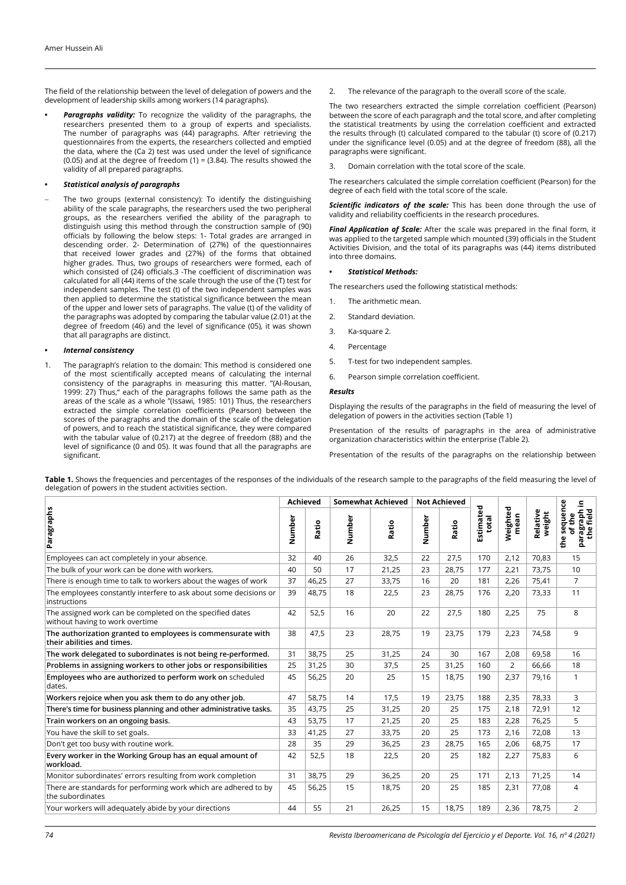The field of the relationship between the level of delegation of powers and the development of leadership skills among workers (14 paragraphs).

- ***Paragraphs validity:*** To recognize the validity of the paragraphs, the researchers presented them to a group of experts and specialists. The number of paragraphs was (44) paragraphs. After retrieving the questionnaires from the experts, the researchers collected and emptied the data, where the (Ca 2) test was used under the level of significance (0.05) and at the degree of freedom (1) = (3.84). The results showed the validity of all prepared paragraphs.

- ***Statistical analysis of paragraphs***

- The two groups (external consistency): To identify the distinguishing ability of the scale paragraphs, the researchers used the two peripheral groups, as the researchers verified the ability of the paragraph to distinguish using this method through the construction sample of (90) officials by following the below steps: 1- Total grades are arranged in descending order. 2- Determination of (27%) of the questionnaires that received lower grades and (27%) of the forms that obtained higher grades. Thus, two groups of researchers were formed, each of which consisted of (24) officials.3 -The coefficient of discrimination was calculated for all (44) items of the scale through the use of the (T) test for independent samples. The test (t) of the two independent samples was then applied to determine the statistical significance between the mean of the upper and lower sets of paragraphs. The value (t) of the validity of the paragraphs was adopted by comparing the tabular value (2.01) at the degree of freedom (46) and the level of significance (05), it was shown that all paragraphs are distinct.

- ***Internal consistency***

1. The paragraph's relation to the domain: This method is considered one of the most scientifically accepted means of calculating the internal consistency of the paragraphs in measuring this matter. "(Al-Rousan, 1999: 27) Thus," each of the paragraphs follows the same path as the areas of the scale as a whole "(Issawi, 1985: 101) Thus, the researchers extracted the simple correlation coefficients (Pearson) between the scores of the paragraphs and the domain of the scale of the delegation of powers, and to reach the statistical significance, they were compared with the tabular value of (0.217) at the degree of freedom (88) and the level of significance (0 and 05). It was found that all the paragraphs are significant.

2. The relevance of the paragraph to the overall score of the scale.

The two researchers extracted the simple correlation coefficient (Pearson) between the score of each paragraph and the total score, and after completing the statistical treatments by using the correlation coefficient and extracted the results through (t) calculated compared to the tabular (t) score of (0.217) under the significance level (0.05) and at the degree of freedom (88), all the paragraphs were significant.

3. Domain correlation with the total score of the scale.

The researchers calculated the simple correlation coefficient (Pearson) for the degree of each field with the total score of the scale.

***Scientific indicators of the scale:*** This has been done through the use of validity and reliability coefficients in the research procedures.

***Final Application of Scale:*** After the scale was prepared in the final form, it was applied to the targeted sample which mounted (39) officials in the Student Activities Division, and the total of its paragraphs was (44) items distributed into three domains.

- ***Statistical Methods:***

The researchers used the following statistical methods:

1. The arithmetic mean.
2. Standard deviation.
3. Ka-square 2.
4. Percentage
5. T-test for two independent samples.
6. Pearson simple correlation coefficient.

***Results***

Displaying the results of the paragraphs in the field of measuring the level of delegation of powers in the activities section (Table 1)

Presentation of the results of paragraphs in the area of administrative organization characteristics within the enterprise (Table 2).

Presentation of the results of the paragraphs on the relationship between

**Table 1.** Shows the frequencies and percentages of the responses of the individuals of the research sample to the paragraphs of the field measuring the level of delegation of powers in the student activities section.

| Paragraphs | Achieved | | Somewhat Achieved | | Not Achieved | | Estimated total | Weighted mean | Relative weight | the sequence of the paragraph in the field |
|---|---|---|---|---|---|---|---|---|---|---|
| | Number | Ratio | Number | Ratio | Number | Ratio | | | | |
| Employees can act completely in your absence. | 32 | 40 | 26 | 32,5 | 22 | 27,5 | 170 | 2,12 | 70,83 | 15 |
| The bulk of your work can be done with workers. | 40 | 50 | 17 | 21,25 | 23 | 28,75 | 177 | 2,21 | 73,75 | 10 |
| There is enough time to talk to workers about the wages of work | 37 | 46,25 | 27 | 33,75 | 16 | 20 | 181 | 2,26 | 75,41 | 7 |
| The employees constantly interfere to ask about some decisions or instructions | 39 | 48,75 | 18 | 22,5 | 23 | 28,75 | 176 | 2,20 | 73,33 | 11 |
| The assigned work can be completed on the specified dates without having to work overtime | 42 | 52,5 | 16 | 20 | 22 | 27,5 | 180 | 2,25 | 75 | 8 |
| **The authorization granted to employees is commensurate with their abilities and times.** | 38 | 47,5 | 23 | 28,75 | 19 | 23,75 | 179 | 2,23 | 74,58 | 9 |
| **The work delegated to subordinates is not being re-performed.** | 31 | 38,75 | 25 | 31,25 | 24 | 30 | 167 | 2,08 | 69,58 | 16 |
| **Problems in assigning workers to other jobs or responsibilities** | 25 | 31,25 | 30 | 37,5 | 25 | 31,25 | 160 | 2 | 66,66 | 18 |
| **Employees who are authorized to perform work on** scheduled dates. | 45 | 56,25 | 20 | 25 | 15 | 18,75 | 190 | 2,37 | 79,16 | 1 |
| **Workers rejoice when you ask them to do any other job.** | 47 | 58,75 | 14 | 17,5 | 19 | 23,75 | 188 | 2,35 | 78,33 | 3 |
| **There's time for business planning and other administrative tasks.** | 35 | 43,75 | 25 | 31,25 | 20 | 25 | 175 | 2,18 | 72,91 | 12 |
| **Train workers on an ongoing basis.** | 43 | 53,75 | 17 | 21,25 | 20 | 25 | 183 | 2,28 | 76,25 | 5 |
| You have the skill to set goals. | 33 | 41,25 | 27 | 33,75 | 20 | 25 | 173 | 2,16 | 72,08 | 13 |
| Don't get too busy with routine work. | 28 | 35 | 29 | 36,25 | 23 | 28,75 | 165 | 2,06 | 68,75 | 17 |
| **Every worker in the Working Group has an equal amount of workload.** | 42 | 52,5 | 18 | 22,5 | 20 | 25 | 182 | 2,27 | 75,83 | 6 |
| Monitor subordinates' errors resulting from work completion | 31 | 38,75 | 29 | 36,25 | 20 | 25 | 171 | 2,13 | 71,25 | 14 |
| There are standards for performing work which are adhered to by the subordinates | 45 | 56,25 | 15 | 18,75 | 20 | 25 | 185 | 2,31 | 77,08 | 4 |
| Your workers will adequately abide by your directions | 44 | 55 | 21 | 26,25 | 15 | 18,75 | 189 | 2,36 | 78,75 | 2 |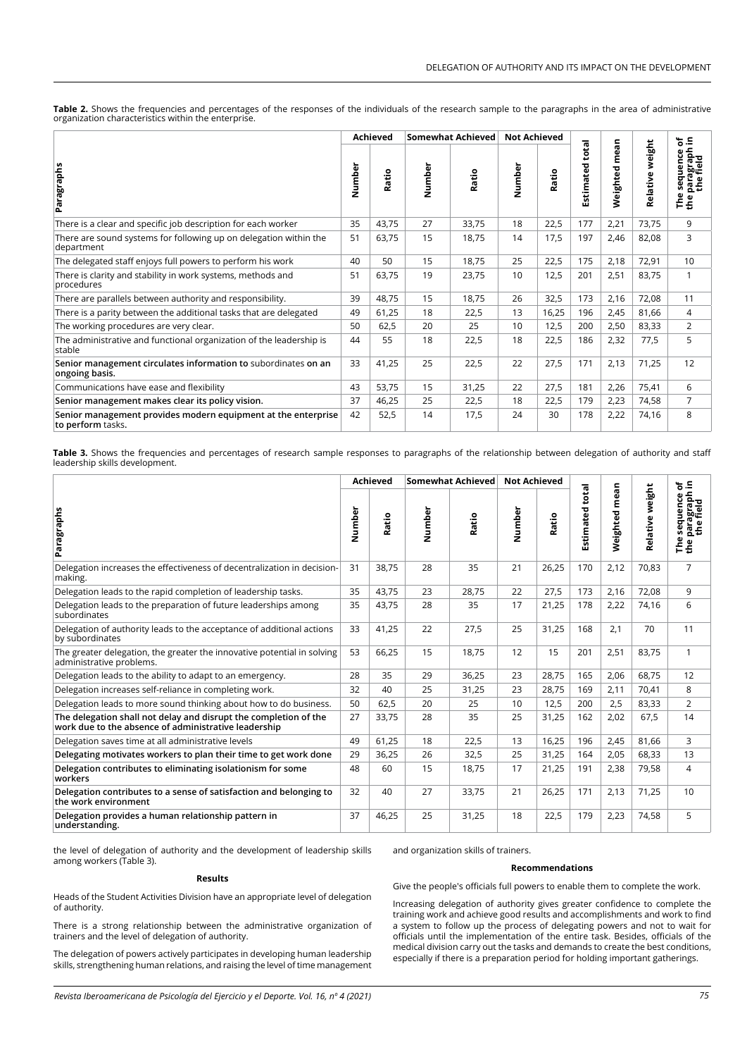**Table 2.** Shows the frequencies and percentages of the responses of the individuals of the research sample to the paragraphs in the area of administrative organization characteristics within the enterprise.

| Paragraphs | Achieved | | Somewhat Achieved | | Not Achieved | | Estimated total | Weighted mean | Relative weight | The sequence of the paragraph in the field |
|---|---|---|---|---|---|---|---|---|---|---|
| | Number | Ratio | Number | Ratio | Number | Ratio | | | | |
| There is a clear and specific job description for each worker | 35 | 43,75 | 27 | 33,75 | 18 | 22,5 | 177 | 2,21 | 73,75 | 9 |
| There are sound systems for following up on delegation within the department | 51 | 63,75 | 15 | 18,75 | 14 | 17,5 | 197 | 2,46 | 82,08 | 3 |
| The delegated staff enjoys full powers to perform his work | 40 | 50 | 15 | 18,75 | 25 | 22,5 | 175 | 2,18 | 72,91 | 10 |
| There is clarity and stability in work systems, methods and procedures | 51 | 63,75 | 19 | 23,75 | 10 | 12,5 | 201 | 2,51 | 83,75 | 1 |
| There are parallels between authority and responsibility. | 39 | 48,75 | 15 | 18,75 | 26 | 32,5 | 173 | 2,16 | 72,08 | 11 |
| There is a parity between the additional tasks that are delegated | 49 | 61,25 | 18 | 22,5 | 13 | 16,25 | 196 | 2,45 | 81,66 | 4 |
| The working procedures are very clear. | 50 | 62,5 | 20 | 25 | 10 | 12,5 | 200 | 2,50 | 83,33 | 2 |
| The administrative and functional organization of the leadership is stable | 44 | 55 | 18 | 22,5 | 18 | 22,5 | 186 | 2,32 | 77,5 | 5 |
| **Senior management circulates information to** subordinates **on an ongoing basis.** | 33 | 41,25 | 25 | 22,5 | 22 | 27,5 | 171 | 2,13 | 71,25 | 12 |
| Communications have ease and flexibility | 43 | 53,75 | 15 | 31,25 | 22 | 27,5 | 181 | 2,26 | 75,41 | 6 |
| **Senior management makes clear its policy vision.** | 37 | 46,25 | 25 | 22,5 | 18 | 22,5 | 179 | 2,23 | 74,58 | 7 |
| **Senior management provides modern equipment at the enterprise to perform** tasks**.** | 42 | 52,5 | 14 | 17,5 | 24 | 30 | 178 | 2,22 | 74,16 | 8 |

**Table 3.** Shows the frequencies and percentages of research sample responses to paragraphs of the relationship between delegation of authority and staff leadership skills development.

| Paragraphs | Achieved | | Somewhat Achieved | | Not Achieved | | Estimated total | Weighted mean | Relative weight | The sequence of the paragraph in the field |
|---|---|---|---|---|---|---|---|---|---|---|
| | Number | Ratio | Number | Ratio | Number | Ratio | | | | |
| Delegation increases the effectiveness of decentralization in decision-making. | 31 | 38,75 | 28 | 35 | 21 | 26,25 | 170 | 2,12 | 70,83 | 7 |
| Delegation leads to the rapid completion of leadership tasks. | 35 | 43,75 | 23 | 28,75 | 22 | 27,5 | 173 | 2,16 | 72,08 | 9 |
| Delegation leads to the preparation of future leaderships among subordinates | 35 | 43,75 | 28 | 35 | 17 | 21,25 | 178 | 2,22 | 74,16 | 6 |
| Delegation of authority leads to the acceptance of additional actions by subordinates | 33 | 41,25 | 22 | 27,5 | 25 | 31,25 | 168 | 2,1 | 70 | 11 |
| The greater delegation, the greater the innovative potential in solving administrative problems. | 53 | 66,25 | 15 | 18,75 | 12 | 15 | 201 | 2,51 | 83,75 | 1 |
| Delegation leads to the ability to adapt to an emergency. | 28 | 35 | 29 | 36,25 | 23 | 28,75 | 165 | 2,06 | 68,75 | 12 |
| Delegation increases self-reliance in completing work. | 32 | 40 | 25 | 31,25 | 23 | 28,75 | 169 | 2,11 | 70,41 | 8 |
| Delegation leads to more sound thinking about how to do business. | 50 | 62,5 | 20 | 25 | 10 | 12,5 | 200 | 2,5 | 83,33 | 2 |
| **The delegation shall not delay and disrupt the completion of the work due to the absence of administrative leadership** | 27 | 33,75 | 28 | 35 | 25 | 31,25 | 162 | 2,02 | 67,5 | 14 |
| Delegation saves time at all administrative levels | 49 | 61,25 | 18 | 22,5 | 13 | 16,25 | 196 | 2,45 | 81,66 | 3 |
| **Delegating motivates workers to plan their time to get work done** | 29 | 36,25 | 26 | 32,5 | 25 | 31,25 | 164 | 2,05 | 68,33 | 13 |
| **Delegation contributes to eliminating isolationism for some workers** | 48 | 60 | 15 | 18,75 | 17 | 21,25 | 191 | 2,38 | 79,58 | 4 |
| **Delegation contributes to a sense of satisfaction and belonging to the work environment** | 32 | 40 | 27 | 33,75 | 21 | 26,25 | 171 | 2,13 | 71,25 | 10 |
| **Delegation provides a human relationship pattern in understanding.** | 37 | 46,25 | 25 | 31,25 | 18 | 22,5 | 179 | 2,23 | 74,58 | 5 |

the level of delegation of authority and the development of leadership skills among workers (Table 3).

## Results

Heads of the Student Activities Division have an appropriate level of delegation of authority.

There is a strong relationship between the administrative organization of trainers and the level of delegation of authority.

The delegation of powers actively participates in developing human leadership skills, strengthening human relations, and raising the level of time management and organization skills of trainers.

## Recommendations

Give the people's officials full powers to enable them to complete the work.

Increasing delegation of authority gives greater confidence to complete the training work and achieve good results and accomplishments and work to find a system to follow up the process of delegating powers and not to wait for officials until the implementation of the entire task. Besides, officials of the medical division carry out the tasks and demands to create the best conditions, especially if there is a preparation period for holding important gatherings.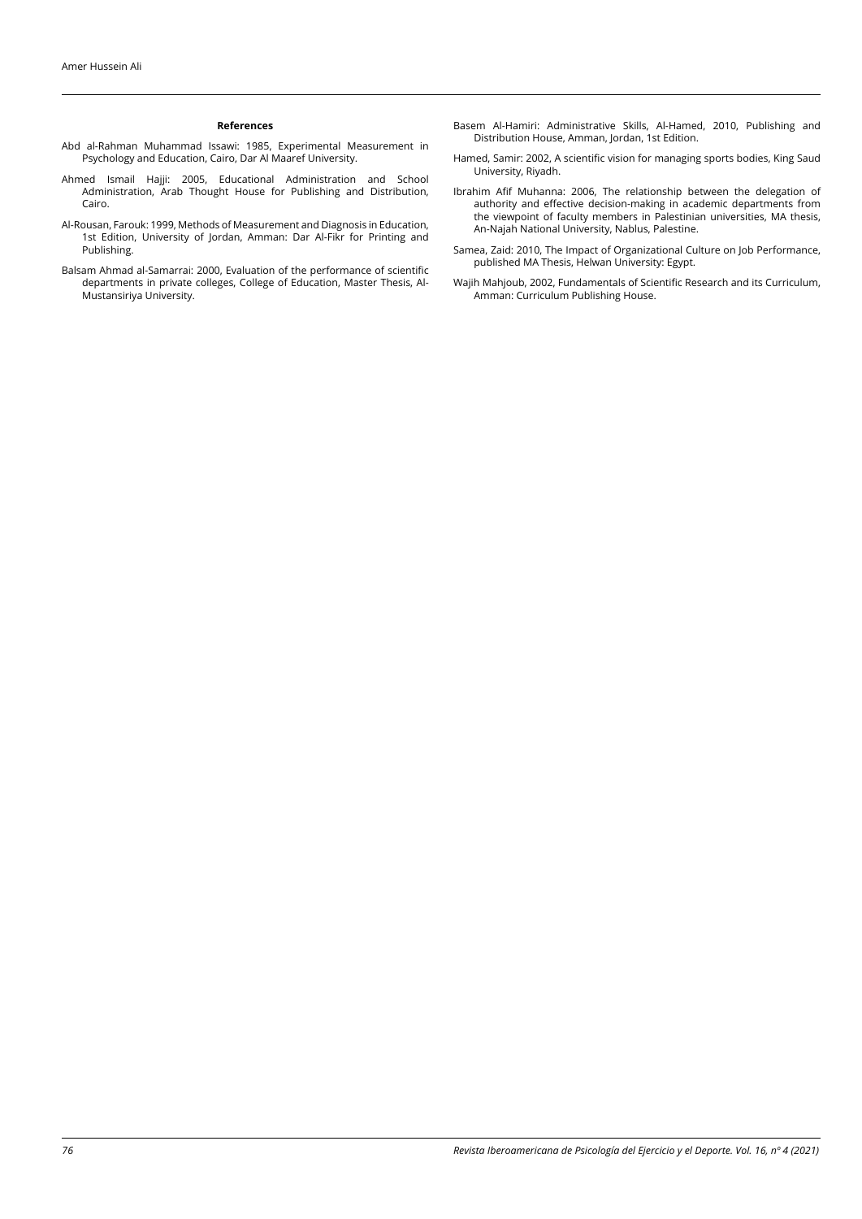## References

Abd al-Rahman Muhammad Issawi: 1985, Experimental Measurement in Psychology and Education, Cairo, Dar Al Maaref University.

Ahmed Ismail Hajji: 2005, Educational Administration and School Administration, Arab Thought House for Publishing and Distribution, Cairo.

Al-Rousan, Farouk: 1999, Methods of Measurement and Diagnosis in Education, 1st Edition, University of Jordan, Amman: Dar Al-Fikr for Printing and Publishing.

Balsam Ahmad al-Samarrai: 2000, Evaluation of the performance of scientific departments in private colleges, College of Education, Master Thesis, Al-Mustansiriya University.

Basem Al-Hamiri: Administrative Skills, Al-Hamed, 2010, Publishing and Distribution House, Amman, Jordan, 1st Edition.

Hamed, Samir: 2002, A scientific vision for managing sports bodies, King Saud University, Riyadh.

Ibrahim Afif Muhanna: 2006, The relationship between the delegation of authority and effective decision-making in academic departments from the viewpoint of faculty members in Palestinian universities, MA thesis, An-Najah National University, Nablus, Palestine.

Samea, Zaid: 2010, The Impact of Organizational Culture on Job Performance, published MA Thesis, Helwan University: Egypt.

Wajih Mahjoub, 2002, Fundamentals of Scientific Research and its Curriculum, Amman: Curriculum Publishing House.